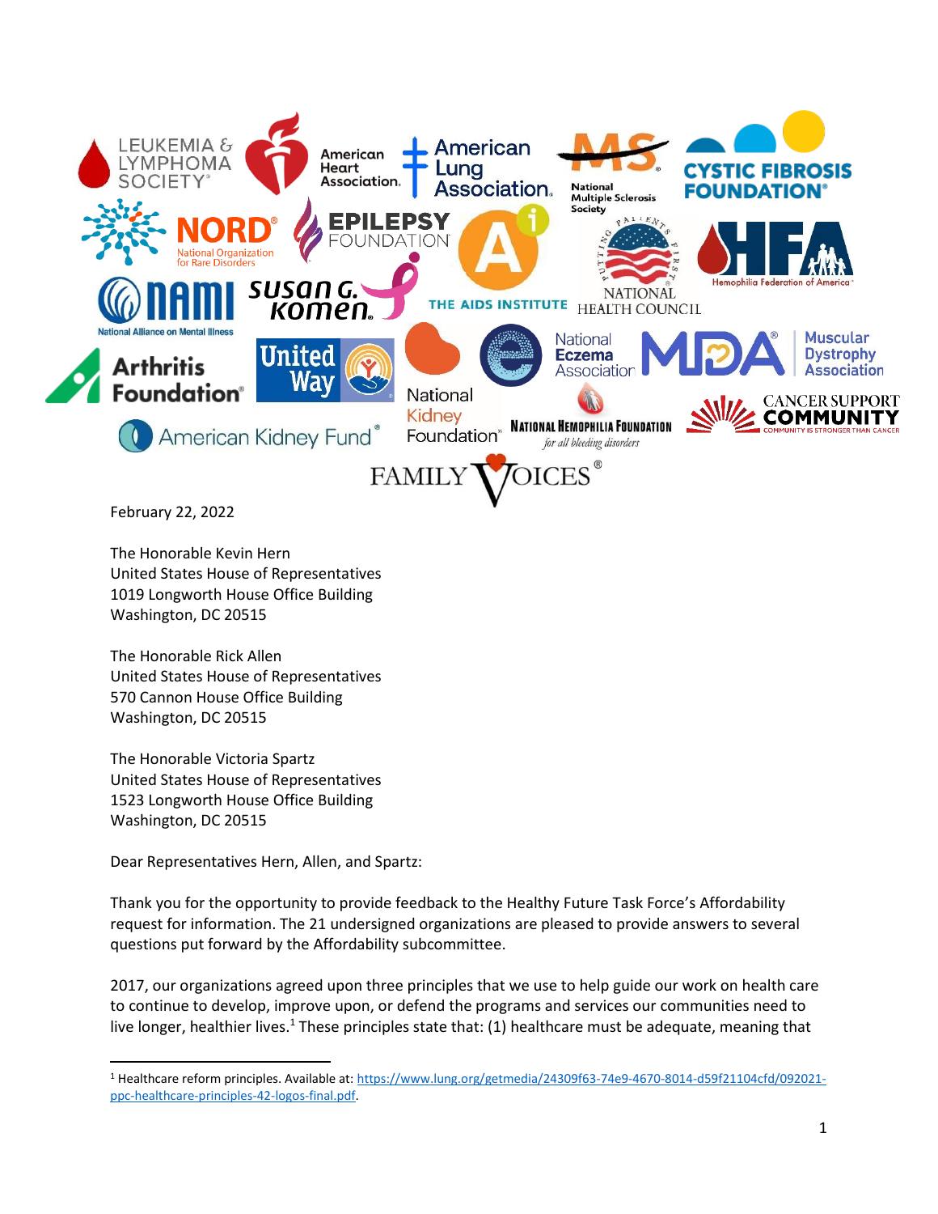February 22, 2022

The Honorable Kevin Hern
United States House of Representatives
1019 Longworth House Office Building
Washington, DC 20515

The Honorable Rick Allen
United States House of Representatives
570 Cannon House Office Building
Washington, DC 20515

The Honorable Victoria Spartz
United States House of Representatives
1523 Longworth House Office Building
Washington, DC 20515

Dear Representatives Hern, Allen, and Spartz:

Thank you for the opportunity to provide feedback to the Healthy Future Task Force's Affordability request for information. The 21 undersigned organizations are pleased to provide answers to several questions put forward by the Affordability subcommittee.

2017, our organizations agreed upon three principles that we use to help guide our work on health care to continue to develop, improve upon, or defend the programs and services our communities need to live longer, healthier lives.[1] These principles state that: (1) healthcare must be adequate, meaning that

[1] Healthcare reform principles. Available at: https://www.lung.org/getmedia/24309f63-74e9-4670-8014-d59f21104cfd/092021-ppc-healthcare-principles-42-logos-final.pdf.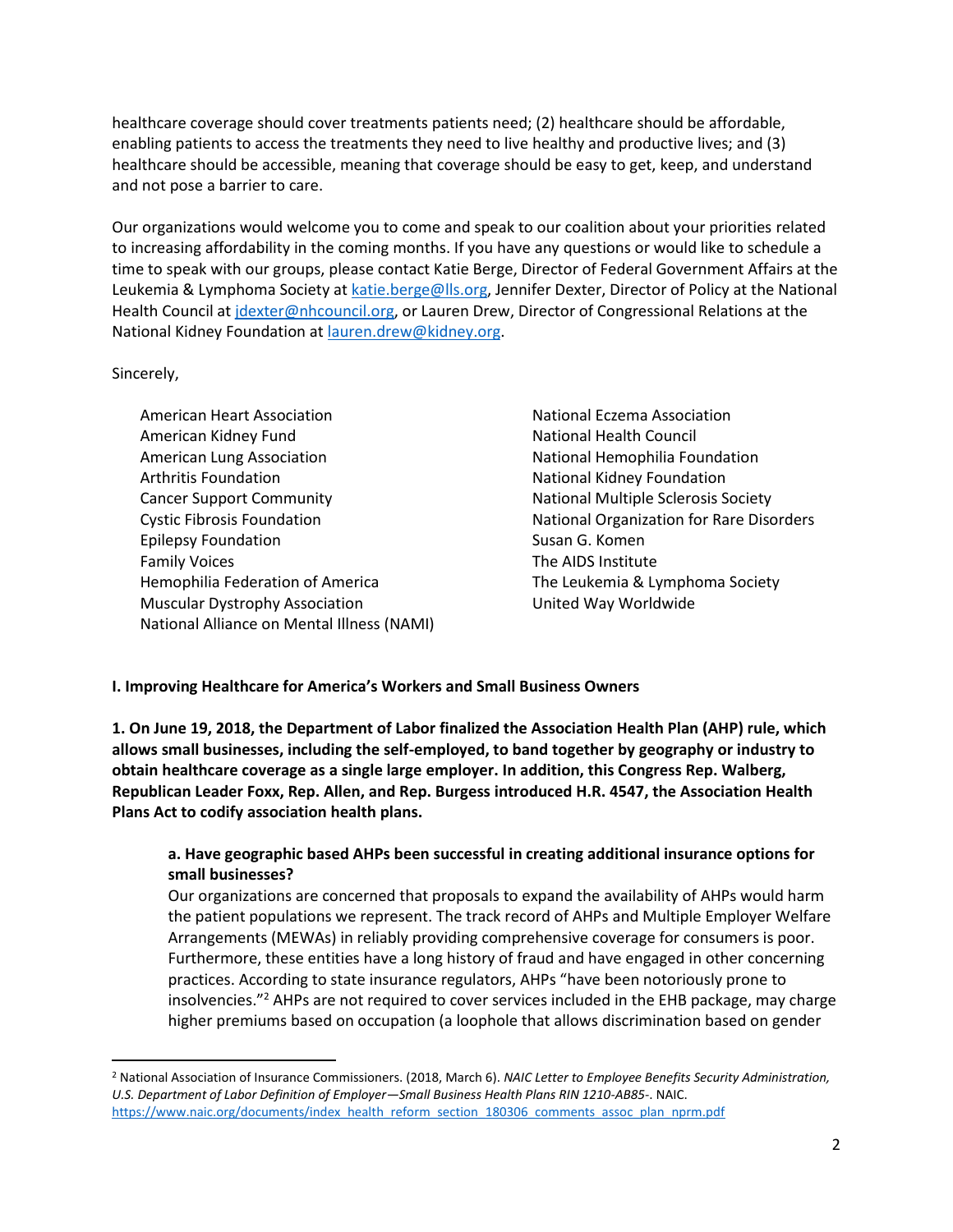healthcare coverage should cover treatments patients need; (2) healthcare should be affordable, enabling patients to access the treatments they need to live healthy and productive lives; and (3) healthcare should be accessible, meaning that coverage should be easy to get, keep, and understand and not pose a barrier to care.

Our organizations would welcome you to come and speak to our coalition about your priorities related to increasing affordability in the coming months. If you have any questions or would like to schedule a time to speak with our groups, please contact Katie Berge, Director of Federal Government Affairs at the Leukemia & Lymphoma Society at [katie.berge@lls.org](mailto:katie.berge@lls.org), Jennifer Dexter, Director of Policy at the National Health Council at [jdexter@nhcouncil.org](mailto:jdexter@nhcouncil.org), or Lauren Drew, Director of Congressional Relations at the National Kidney Foundation at [lauren.drew@kidney.org](mailto:lauren.drew@kidney.org).

Sincerely,

American Heart Association
American Kidney Fund
American Lung Association
Arthritis Foundation
Cancer Support Community
Cystic Fibrosis Foundation
Epilepsy Foundation
Family Voices
Hemophilia Federation of America
Muscular Dystrophy Association
National Alliance on Mental Illness (NAMI)
National Eczema Association
National Health Council
National Hemophilia Foundation
National Kidney Foundation
National Multiple Sclerosis Society
National Organization for Rare Disorders
Susan G. Komen
The AIDS Institute
The Leukemia & Lymphoma Society
United Way Worldwide

**I. Improving Healthcare for America's Workers and Small Business Owners**

**1. On June 19, 2018, the Department of Labor finalized the Association Health Plan (AHP) rule, which allows small businesses, including the self-employed, to band together by geography or industry to obtain healthcare coverage as a single large employer. In addition, this Congress Rep. Walberg, Republican Leader Foxx, Rep. Allen, and Rep. Burgess introduced H.R. 4547, the Association Health Plans Act to codify association health plans.**

**a. Have geographic based AHPs been successful in creating additional insurance options for small businesses?**

Our organizations are concerned that proposals to expand the availability of AHPs would harm the patient populations we represent. The track record of AHPs and Multiple Employer Welfare Arrangements (MEWAs) in reliably providing comprehensive coverage for consumers is poor. Furthermore, these entities have a long history of fraud and have engaged in other concerning practices. According to state insurance regulators, AHPs "have been notoriously prone to insolvencies."[2] AHPs are not required to cover services included in the EHB package, may charge higher premiums based on occupation (a loophole that allows discrimination based on gender

[2] National Association of Insurance Commissioners. (2018, March 6). *NAIC Letter to Employee Benefits Security Administration, U.S. Department of Labor Definition of Employer—Small Business Health Plans RIN 1210-AB85-*. NAIC. [https://www.naic.org/documents/index_health_reform_section_180306_comments_assoc_plan_nprm.pdf](https://www.naic.org/documents/index_health_reform_section_180306_comments_assoc_plan_nprm.pdf)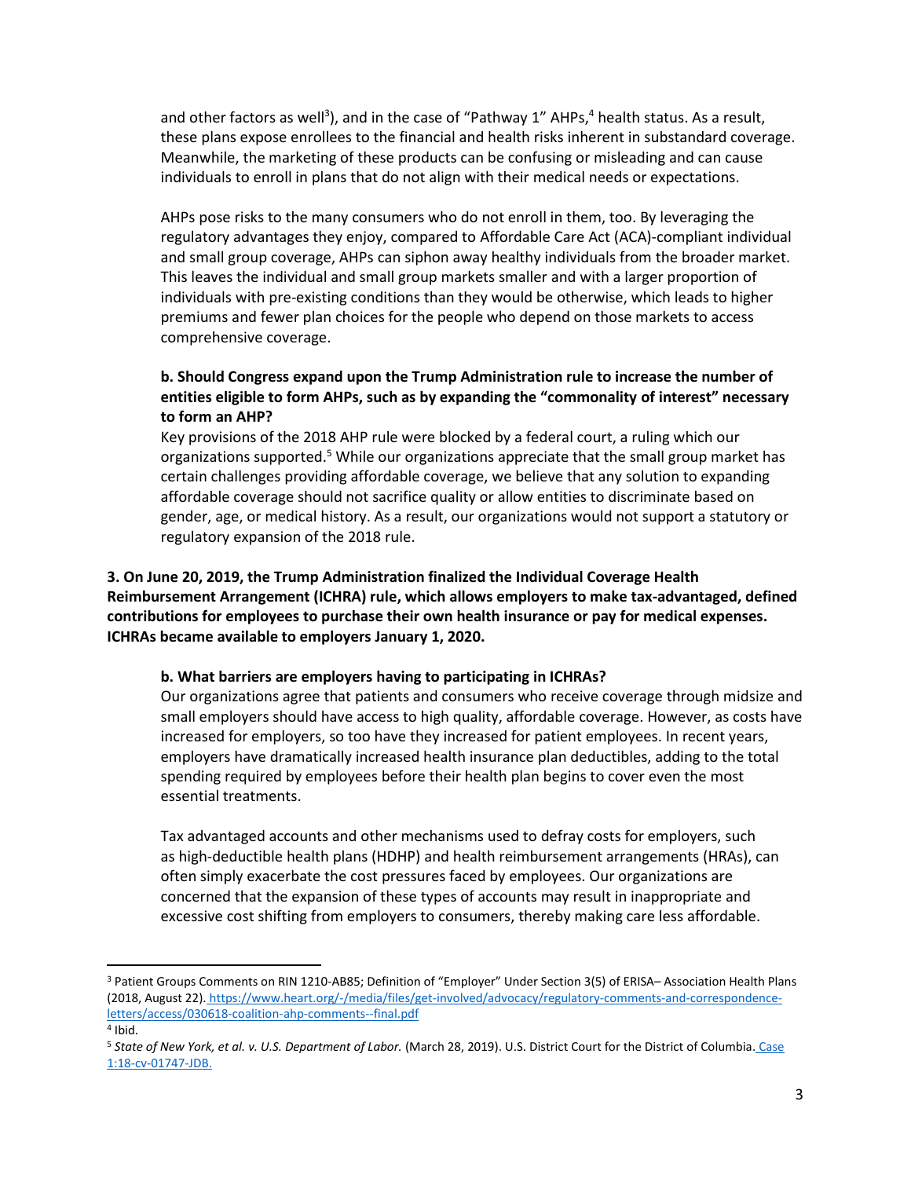and other factors as well[3]), and in the case of "Pathway 1" AHPs,[4] health status. As a result, these plans expose enrollees to the financial and health risks inherent in substandard coverage. Meanwhile, the marketing of these products can be confusing or misleading and can cause individuals to enroll in plans that do not align with their medical needs or expectations.

AHPs pose risks to the many consumers who do not enroll in them, too. By leveraging the regulatory advantages they enjoy, compared to Affordable Care Act (ACA)-compliant individual and small group coverage, AHPs can siphon away healthy individuals from the broader market. This leaves the individual and small group markets smaller and with a larger proportion of individuals with pre-existing conditions than they would be otherwise, which leads to higher premiums and fewer plan choices for the people who depend on those markets to access comprehensive coverage.

**b. Should Congress expand upon the Trump Administration rule to increase the number of entities eligible to form AHPs, such as by expanding the "commonality of interest" necessary to form an AHP?**

Key provisions of the 2018 AHP rule were blocked by a federal court, a ruling which our organizations supported.[5] While our organizations appreciate that the small group market has certain challenges providing affordable coverage, we believe that any solution to expanding affordable coverage should not sacrifice quality or allow entities to discriminate based on gender, age, or medical history. As a result, our organizations would not support a statutory or regulatory expansion of the 2018 rule.

**3. On June 20, 2019, the Trump Administration finalized the Individual Coverage Health Reimbursement Arrangement (ICHRA) rule, which allows employers to make tax-advantaged, defined contributions for employees to purchase their own health insurance or pay for medical expenses. ICHRAs became available to employers January 1, 2020.**

**b. What barriers are employers having to participating in ICHRAs?**

Our organizations agree that patients and consumers who receive coverage through midsize and small employers should have access to high quality, affordable coverage. However, as costs have increased for employers, so too have they increased for patient employees. In recent years, employers have dramatically increased health insurance plan deductibles, adding to the total spending required by employees before their health plan begins to cover even the most essential treatments.

Tax advantaged accounts and other mechanisms used to defray costs for employers, such as high-deductible health plans (HDHP) and health reimbursement arrangements (HRAs), can often simply exacerbate the cost pressures faced by employees. Our organizations are concerned that the expansion of these types of accounts may result in inappropriate and excessive cost shifting from employers to consumers, thereby making care less affordable.

---

[3] Patient Groups Comments on RIN 1210-AB85; Definition of "Employer" Under Section 3(5) of ERISA– Association Health Plans (2018, August 22). https://www.heart.org/-/media/files/get-involved/advocacy/regulatory-comments-and-correspondence-letters/access/030618-coalition-ahp-comments--final.pdf

[4] Ibid.

[5] *State of New York, et al. v. U.S. Department of Labor.* (March 28, 2019). U.S. District Court for the District of Columbia. Case 1:18-cv-01747-JDB.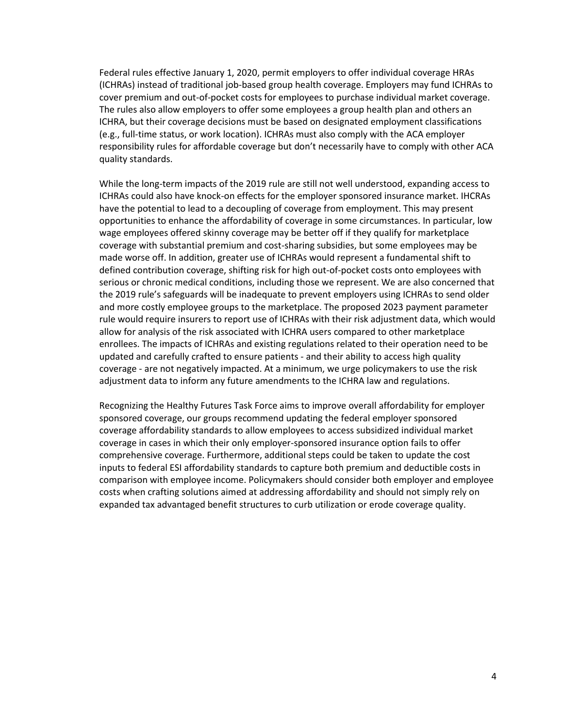Federal rules effective January 1, 2020, permit employers to offer individual coverage HRAs (ICHRAs) instead of traditional job-based group health coverage. Employers may fund ICHRAs to cover premium and out-of-pocket costs for employees to purchase individual market coverage. The rules also allow employers to offer some employees a group health plan and others an ICHRA, but their coverage decisions must be based on designated employment classifications (e.g., full-time status, or work location). ICHRAs must also comply with the ACA employer responsibility rules for affordable coverage but don't necessarily have to comply with other ACA quality standards.

While the long-term impacts of the 2019 rule are still not well understood, expanding access to ICHRAs could also have knock-on effects for the employer sponsored insurance market. IHCRAs have the potential to lead to a decoupling of coverage from employment. This may present opportunities to enhance the affordability of coverage in some circumstances. In particular, low wage employees offered skinny coverage may be better off if they qualify for marketplace coverage with substantial premium and cost-sharing subsidies, but some employees may be made worse off. In addition, greater use of ICHRAs would represent a fundamental shift to defined contribution coverage, shifting risk for high out-of-pocket costs onto employees with serious or chronic medical conditions, including those we represent. We are also concerned that the 2019 rule's safeguards will be inadequate to prevent employers using ICHRAs to send older and more costly employee groups to the marketplace. The proposed 2023 payment parameter rule would require insurers to report use of ICHRAs with their risk adjustment data, which would allow for analysis of the risk associated with ICHRA users compared to other marketplace enrollees. The impacts of ICHRAs and existing regulations related to their operation need to be updated and carefully crafted to ensure patients - and their ability to access high quality coverage - are not negatively impacted. At a minimum, we urge policymakers to use the risk adjustment data to inform any future amendments to the ICHRA law and regulations.

Recognizing the Healthy Futures Task Force aims to improve overall affordability for employer sponsored coverage, our groups recommend updating the federal employer sponsored coverage affordability standards to allow employees to access subsidized individual market coverage in cases in which their only employer-sponsored insurance option fails to offer comprehensive coverage. Furthermore, additional steps could be taken to update the cost inputs to federal ESI affordability standards to capture both premium and deductible costs in comparison with employee income. Policymakers should consider both employer and employee costs when crafting solutions aimed at addressing affordability and should not simply rely on expanded tax advantaged benefit structures to curb utilization or erode coverage quality.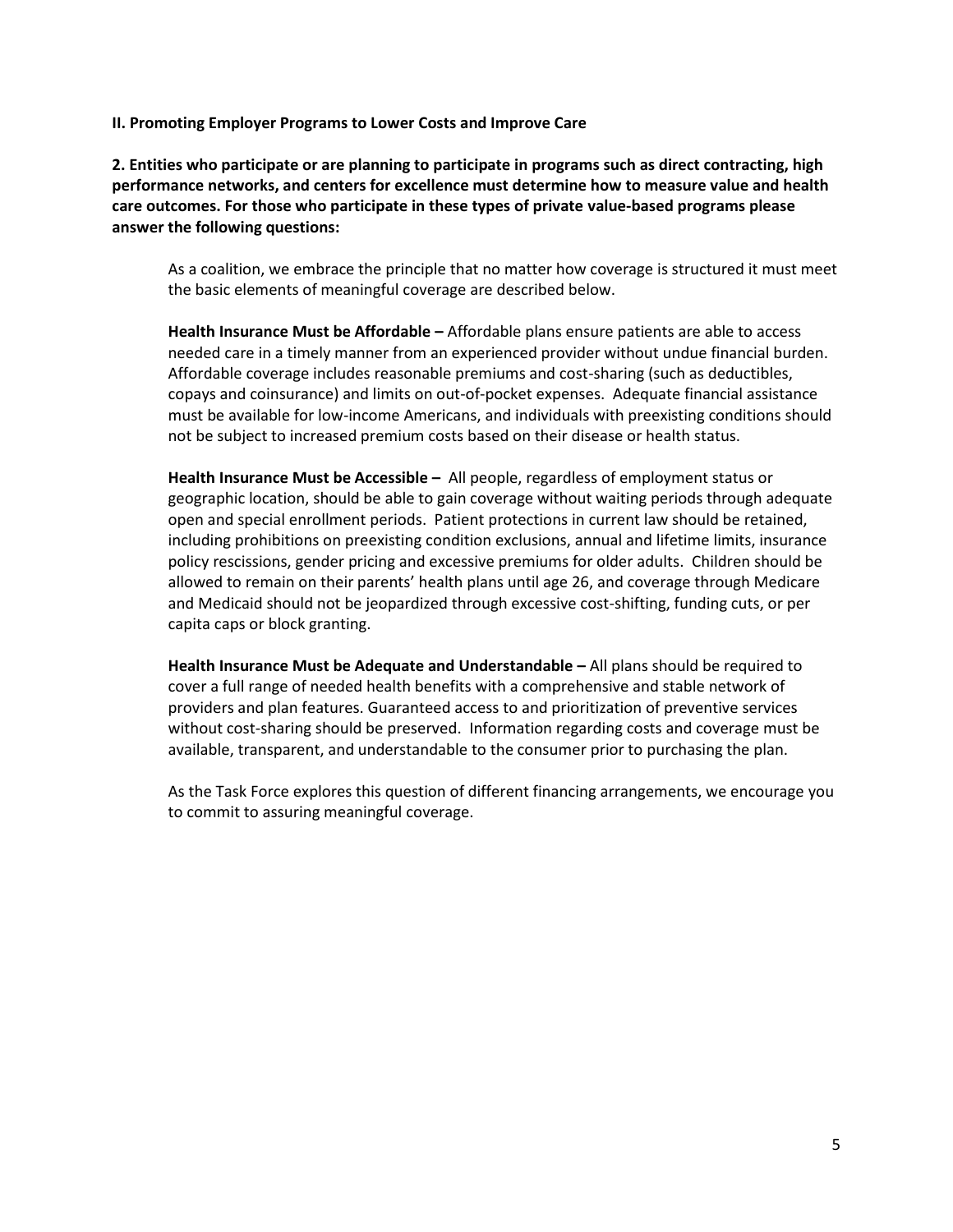**II. Promoting Employer Programs to Lower Costs and Improve Care**

**2. Entities who participate or are planning to participate in programs such as direct contracting, high performance networks, and centers for excellence must determine how to measure value and health care outcomes. For those who participate in these types of private value-based programs please answer the following questions:**

As a coalition, we embrace the principle that no matter how coverage is structured it must meet the basic elements of meaningful coverage are described below.

**Health Insurance Must be Affordable –** Affordable plans ensure patients are able to access needed care in a timely manner from an experienced provider without undue financial burden. Affordable coverage includes reasonable premiums and cost-sharing (such as deductibles, copays and coinsurance) and limits on out-of-pocket expenses. Adequate financial assistance must be available for low-income Americans, and individuals with preexisting conditions should not be subject to increased premium costs based on their disease or health status.

**Health Insurance Must be Accessible –** All people, regardless of employment status or geographic location, should be able to gain coverage without waiting periods through adequate open and special enrollment periods. Patient protections in current law should be retained, including prohibitions on preexisting condition exclusions, annual and lifetime limits, insurance policy rescissions, gender pricing and excessive premiums for older adults. Children should be allowed to remain on their parents' health plans until age 26, and coverage through Medicare and Medicaid should not be jeopardized through excessive cost-shifting, funding cuts, or per capita caps or block granting.

**Health Insurance Must be Adequate and Understandable –** All plans should be required to cover a full range of needed health benefits with a comprehensive and stable network of providers and plan features. Guaranteed access to and prioritization of preventive services without cost-sharing should be preserved. Information regarding costs and coverage must be available, transparent, and understandable to the consumer prior to purchasing the plan.

As the Task Force explores this question of different financing arrangements, we encourage you to commit to assuring meaningful coverage.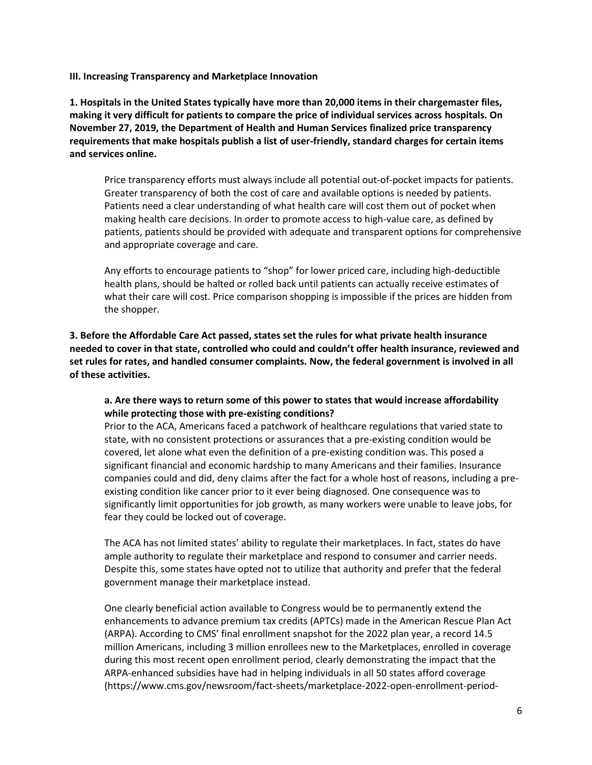**III. Increasing Transparency and Marketplace Innovation**

**1. Hospitals in the United States typically have more than 20,000 items in their chargemaster files, making it very difficult for patients to compare the price of individual services across hospitals. On November 27, 2019, the Department of Health and Human Services finalized price transparency requirements that make hospitals publish a list of user-friendly, standard charges for certain items and services online.**

Price transparency efforts must always include all potential out-of-pocket impacts for patients. Greater transparency of both the cost of care and available options is needed by patients. Patients need a clear understanding of what health care will cost them out of pocket when making health care decisions. In order to promote access to high-value care, as defined by patients, patients should be provided with adequate and transparent options for comprehensive and appropriate coverage and care.

Any efforts to encourage patients to "shop" for lower priced care, including high-deductible health plans, should be halted or rolled back until patients can actually receive estimates of what their care will cost. Price comparison shopping is impossible if the prices are hidden from the shopper.

**3. Before the Affordable Care Act passed, states set the rules for what private health insurance needed to cover in that state, controlled who could and couldn't offer health insurance, reviewed and set rules for rates, and handled consumer complaints. Now, the federal government is involved in all of these activities.**

**a. Are there ways to return some of this power to states that would increase affordability while protecting those with pre-existing conditions?**

Prior to the ACA, Americans faced a patchwork of healthcare regulations that varied state to state, with no consistent protections or assurances that a pre-existing condition would be covered, let alone what even the definition of a pre-existing condition was. This posed a significant financial and economic hardship to many Americans and their families. Insurance companies could and did, deny claims after the fact for a whole host of reasons, including a pre-existing condition like cancer prior to it ever being diagnosed. One consequence was to significantly limit opportunities for job growth, as many workers were unable to leave jobs, for fear they could be locked out of coverage.

The ACA has not limited states' ability to regulate their marketplaces. In fact, states do have ample authority to regulate their marketplace and respond to consumer and carrier needs. Despite this, some states have opted not to utilize that authority and prefer that the federal government manage their marketplace instead.

One clearly beneficial action available to Congress would be to permanently extend the enhancements to advance premium tax credits (APTCs) made in the American Rescue Plan Act (ARPA). According to CMS' final enrollment snapshot for the 2022 plan year, a record 14.5 million Americans, including 3 million enrollees new to the Marketplaces, enrolled in coverage during this most recent open enrollment period, clearly demonstrating the impact that the ARPA-enhanced subsidies have had in helping individuals in all 50 states afford coverage (https://www.cms.gov/newsroom/fact-sheets/marketplace-2022-open-enrollment-period-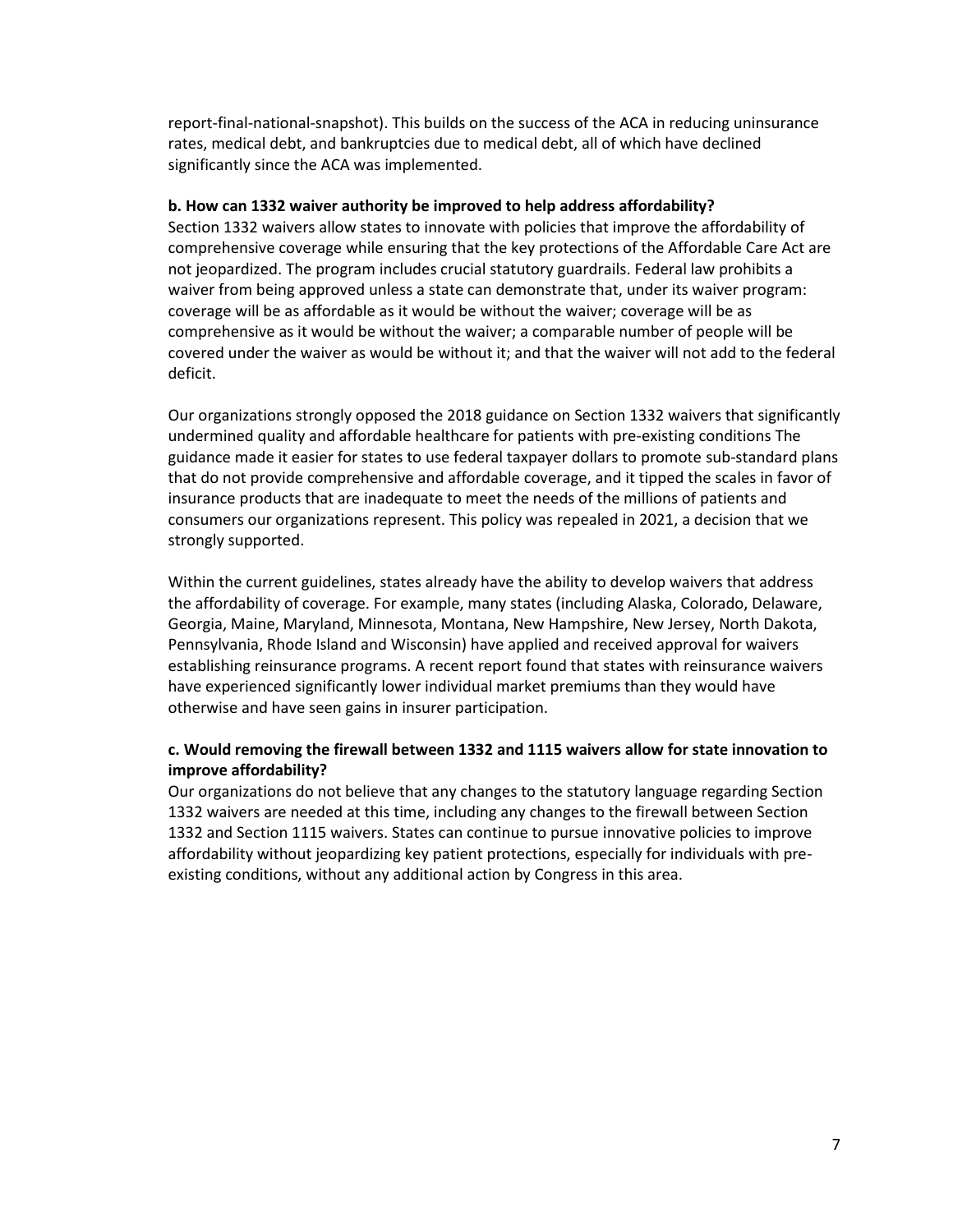report-final-national-snapshot). This builds on the success of the ACA in reducing uninsurance rates, medical debt, and bankruptcies due to medical debt, all of which have declined significantly since the ACA was implemented.

**b. How can 1332 waiver authority be improved to help address affordability?**

Section 1332 waivers allow states to innovate with policies that improve the affordability of comprehensive coverage while ensuring that the key protections of the Affordable Care Act are not jeopardized. The program includes crucial statutory guardrails. Federal law prohibits a waiver from being approved unless a state can demonstrate that, under its waiver program: coverage will be as affordable as it would be without the waiver; coverage will be as comprehensive as it would be without the waiver; a comparable number of people will be covered under the waiver as would be without it; and that the waiver will not add to the federal deficit.

Our organizations strongly opposed the 2018 guidance on Section 1332 waivers that significantly undermined quality and affordable healthcare for patients with pre-existing conditions The guidance made it easier for states to use federal taxpayer dollars to promote sub-standard plans that do not provide comprehensive and affordable coverage, and it tipped the scales in favor of insurance products that are inadequate to meet the needs of the millions of patients and consumers our organizations represent. This policy was repealed in 2021, a decision that we strongly supported.

Within the current guidelines, states already have the ability to develop waivers that address the affordability of coverage. For example, many states (including Alaska, Colorado, Delaware, Georgia, Maine, Maryland, Minnesota, Montana, New Hampshire, New Jersey, North Dakota, Pennsylvania, Rhode Island and Wisconsin) have applied and received approval for waivers establishing reinsurance programs. A recent report found that states with reinsurance waivers have experienced significantly lower individual market premiums than they would have otherwise and have seen gains in insurer participation.

**c. Would removing the firewall between 1332 and 1115 waivers allow for state innovation to improve affordability?**

Our organizations do not believe that any changes to the statutory language regarding Section 1332 waivers are needed at this time, including any changes to the firewall between Section 1332 and Section 1115 waivers. States can continue to pursue innovative policies to improve affordability without jeopardizing key patient protections, especially for individuals with pre-existing conditions, without any additional action by Congress in this area.